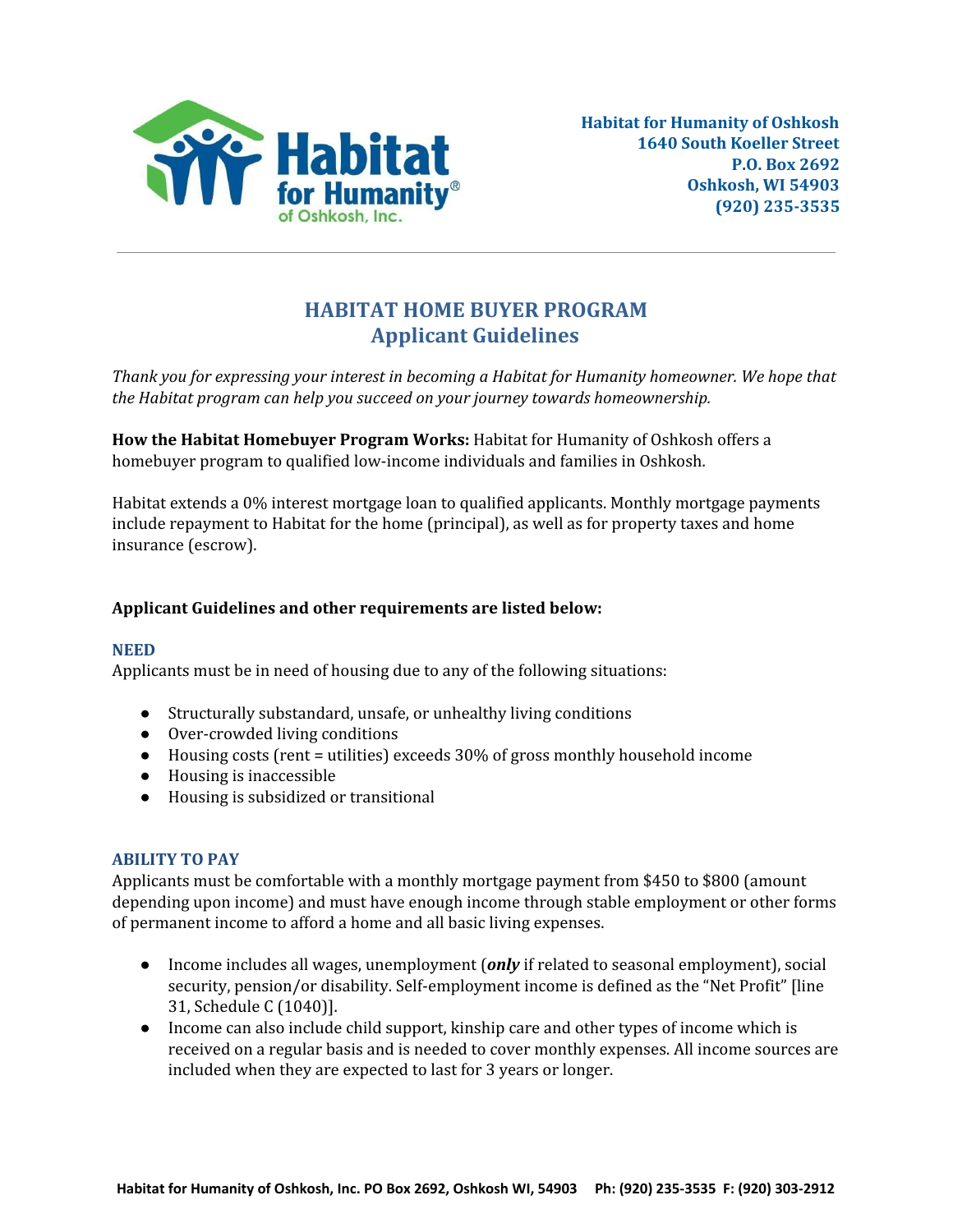Habitat for Humanity of Oshkosh
1640 South Koeller Street
P.O. Box 2692
Oshkosh, WI 54903
(920) 235-3535

# HABITAT HOME BUYER PROGRAM
## Applicant Guidelines

*Thank you for expressing your interest in becoming a Habitat for Humanity homeowner. We hope that the Habitat program can help you succeed on your journey towards homeownership.*

**How the Habitat Homebuyer Program Works:** Habitat for Humanity of Oshkosh offers a homebuyer program to qualified low-income individuals and families in Oshkosh.

Habitat extends a 0% interest mortgage loan to qualified applicants. Monthly mortgage payments include repayment to Habitat for the home (principal), as well as for property taxes and home insurance (escrow).

**Applicant Guidelines and other requirements are listed below:**

### NEED

Applicants must be in need of housing due to any of the following situations:

- Structurally substandard, unsafe, or unhealthy living conditions
- Over-crowded living conditions
- Housing costs (rent = utilities) exceeds 30% of gross monthly household income
- Housing is inaccessible
- Housing is subsidized or transitional

### ABILITY TO PAY

Applicants must be comfortable with a monthly mortgage payment from $450 to $800 (amount depending upon income) and must have enough income through stable employment or other forms of permanent income to afford a home and all basic living expenses.

- Income includes all wages, unemployment (***only*** if related to seasonal employment), social security, pension/or disability. Self-employment income is defined as the "Net Profit" [line 31, Schedule C (1040)].
- Income can also include child support, kinship care and other types of income which is received on a regular basis and is needed to cover monthly expenses. All income sources are included when they are expected to last for 3 years or longer.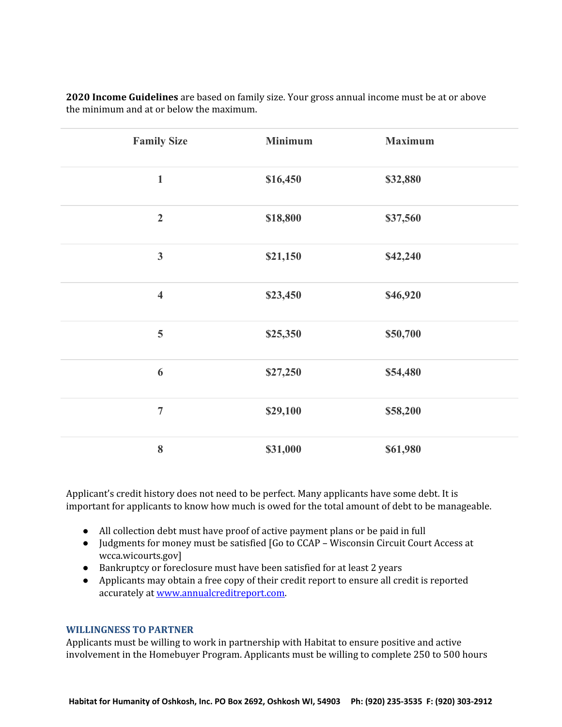**2020 Income Guidelines** are based on family size. Your gross annual income must be at or above the minimum and at or below the maximum.

| Family Size | Minimum | Maximum |
|---|---|---|
| 1 | $16,450 | $32,880 |
| 2 | $18,800 | $37,560 |
| 3 | $21,150 | $42,240 |
| 4 | $23,450 | $46,920 |
| 5 | $25,350 | $50,700 |
| 6 | $27,250 | $54,480 |
| 7 | $29,100 | $58,200 |
| 8 | $31,000 | $61,980 |

Applicant's credit history does not need to be perfect. Many applicants have some debt. It is important for applicants to know how much is owed for the total amount of debt to be manageable.

- All collection debt must have proof of active payment plans or be paid in full
- Judgments for money must be satisfied [Go to CCAP – Wisconsin Circuit Court Access at wcca.wicourts.gov]
- Bankruptcy or foreclosure must have been satisfied for at least 2 years
- Applicants may obtain a free copy of their credit report to ensure all credit is reported accurately at [www.annualcreditreport.com](http://www.annualcreditreport.com).

### WILLINGNESS TO PARTNER

Applicants must be willing to work in partnership with Habitat to ensure positive and active involvement in the Homebuyer Program. Applicants must be willing to complete 250 to 500 hours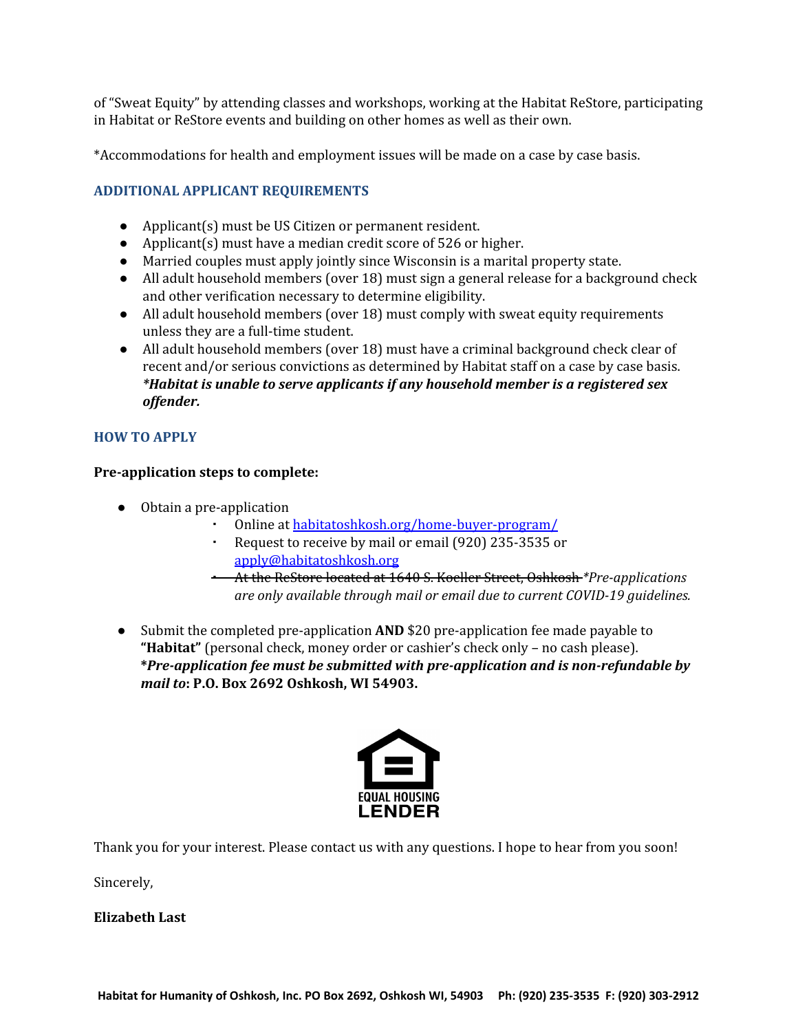of "Sweat Equity" by attending classes and workshops, working at the Habitat ReStore, participating in Habitat or ReStore events and building on other homes as well as their own.

*Accommodations for health and employment issues will be made on a case by case basis.

### ADDITIONAL APPLICANT REQUIREMENTS

- Applicant(s) must be US Citizen or permanent resident.
- Applicant(s) must have a median credit score of 526 or higher.
- Married couples must apply jointly since Wisconsin is a marital property state.
- All adult household members (over 18) must sign a general release for a background check and other verification necessary to determine eligibility.
- All adult household members (over 18) must comply with sweat equity requirements unless they are a full-time student.
- All adult household members (over 18) must have a criminal background check clear of recent and/or serious convictions as determined by Habitat staff on a case by case basis. ***\*Habitat is unable to serve applicants if any household member is a registered sex offender.***

### HOW TO APPLY

**Pre-application steps to complete:**

- Obtain a pre-application
  - Online at [habitatoshkosh.org/home-buyer-program/](habitatoshkosh.org/home-buyer-program/)
  - Request to receive by mail or email (920) 235-3535 or [apply@habitatoshkosh.org](mailto:apply@habitatoshkosh.org)
  - ~~At the ReStore located at 1640 S. Koeller Street, Oshkosh~~ *\*Pre-applications are only available through mail or email due to current COVID-19 guidelines.*

- Submit the completed pre-application **AND** $20 pre-application fee made payable to **"Habitat"** (personal check, money order or cashier's check only – no cash please). ***\*Pre-application fee must be submitted with pre-application and is non-refundable by mail to*: P.O. Box 2692 Oshkosh, WI 54903.**

EQUAL HOUSING LENDER

Thank you for your interest. Please contact us with any questions. I hope to hear from you soon!

Sincerely,

**Elizabeth Last**

**Habitat for Humanity of Oshkosh, Inc. PO Box 2692, Oshkosh WI, 54903 Ph: (920) 235-3535 F: (920) 303-2912**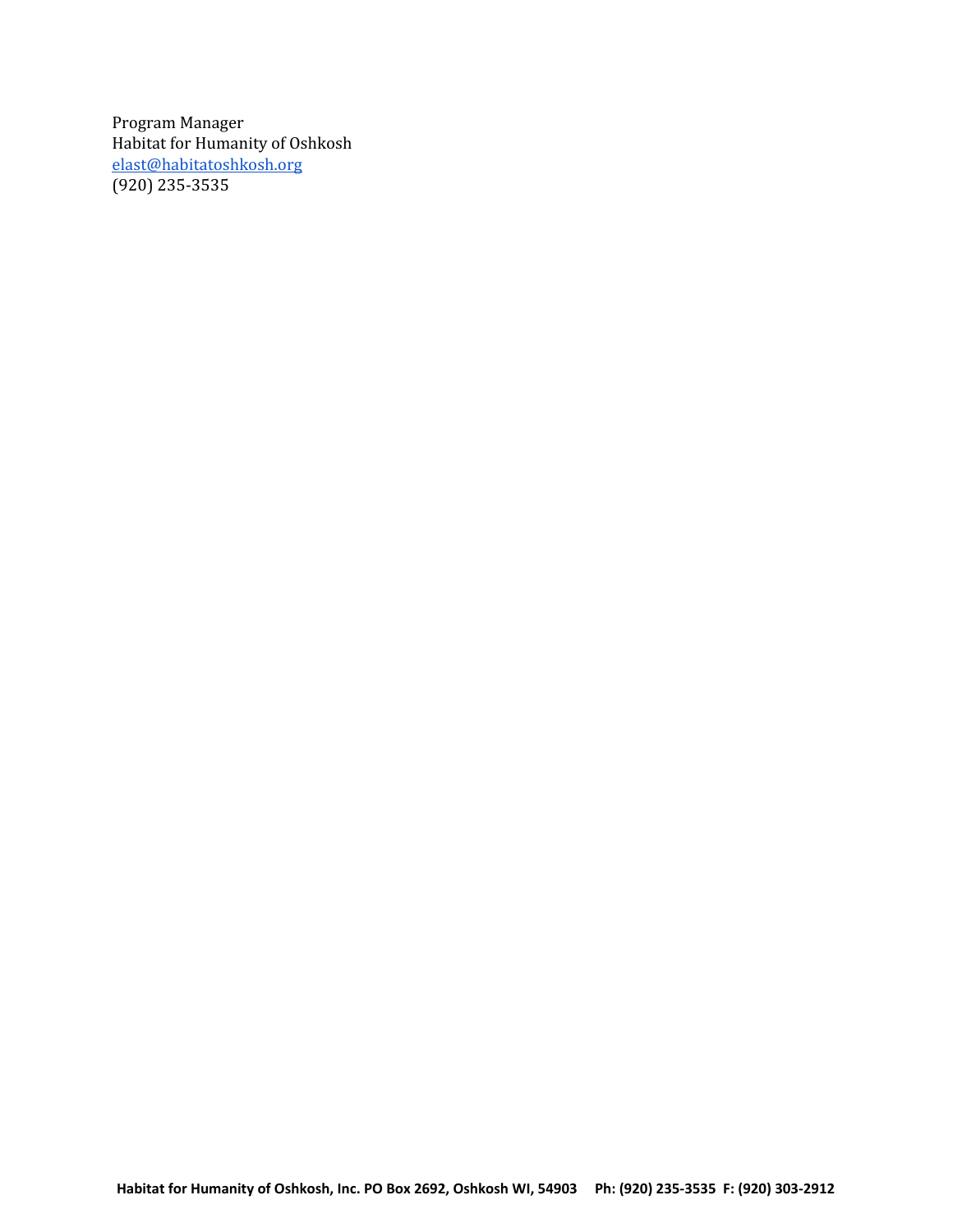Program Manager
Habitat for Humanity of Oshkosh
elast@habitatoshkosh.org
(920) 235-3535